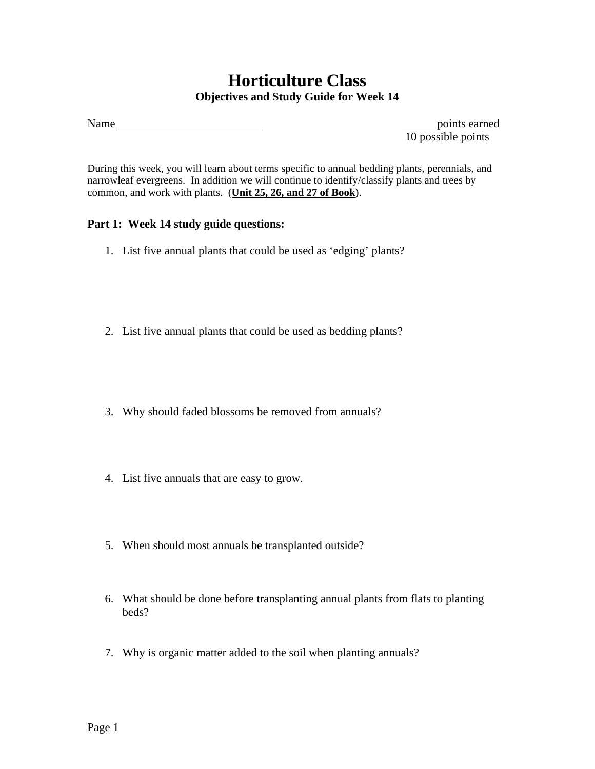# Horticulture Class

**Objectives and Study Guide for Week 14**

Name ________________________ ______ points earned
10 possible points

During this week, you will learn about terms specific to annual bedding plants, perennials, and narrowleaf evergreens. In addition we will continue to identify/classify plants and trees by common, and work with plants. (**Unit 25, 26, and 27 of Book**).

**Part 1: Week 14 study guide questions:**

1. List five annual plants that could be used as 'edging' plants?

2. List five annual plants that could be used as bedding plants?

3. Why should faded blossoms be removed from annuals?

4. List five annuals that are easy to grow.

5. When should most annuals be transplanted outside?

6. What should be done before transplanting annual plants from flats to planting beds?

7. Why is organic matter added to the soil when planting annuals?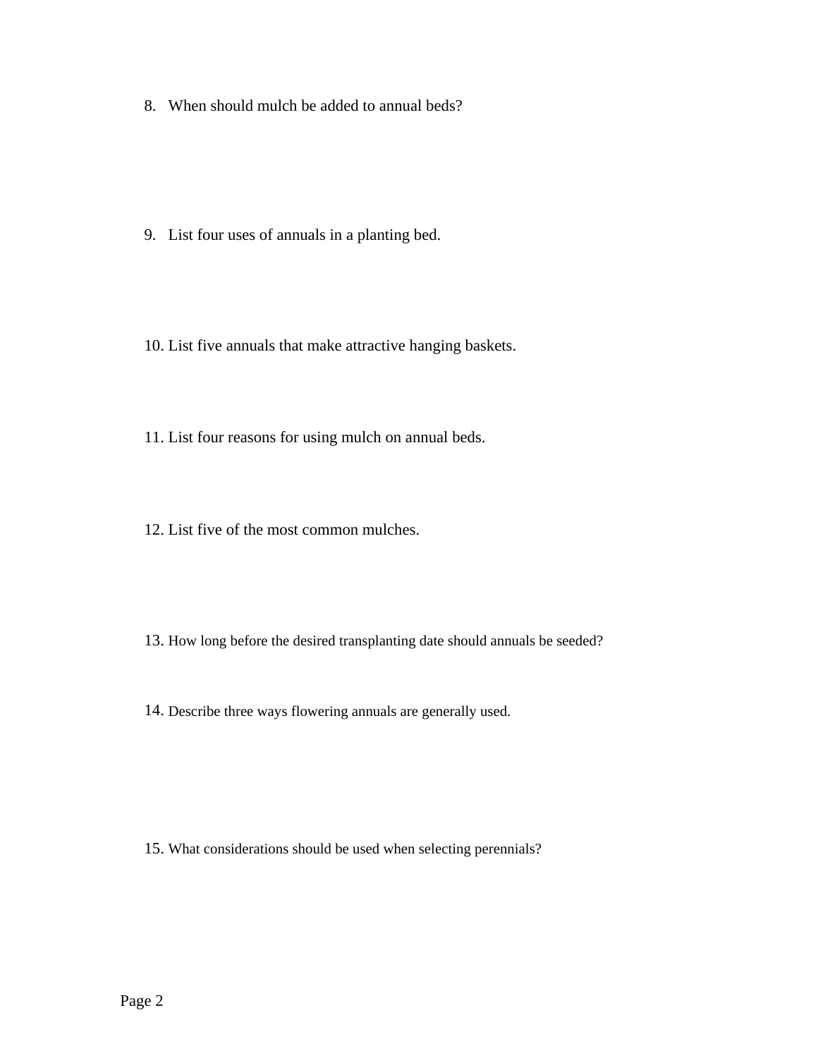8. When should mulch be added to annual beds?

9. List four uses of annuals in a planting bed.

10. List five annuals that make attractive hanging baskets.

11. List four reasons for using mulch on annual beds.

12. List five of the most common mulches.

13. How long before the desired transplanting date should annuals be seeded?

14. Describe three ways flowering annuals are generally used.

15. What considerations should be used when selecting perennials?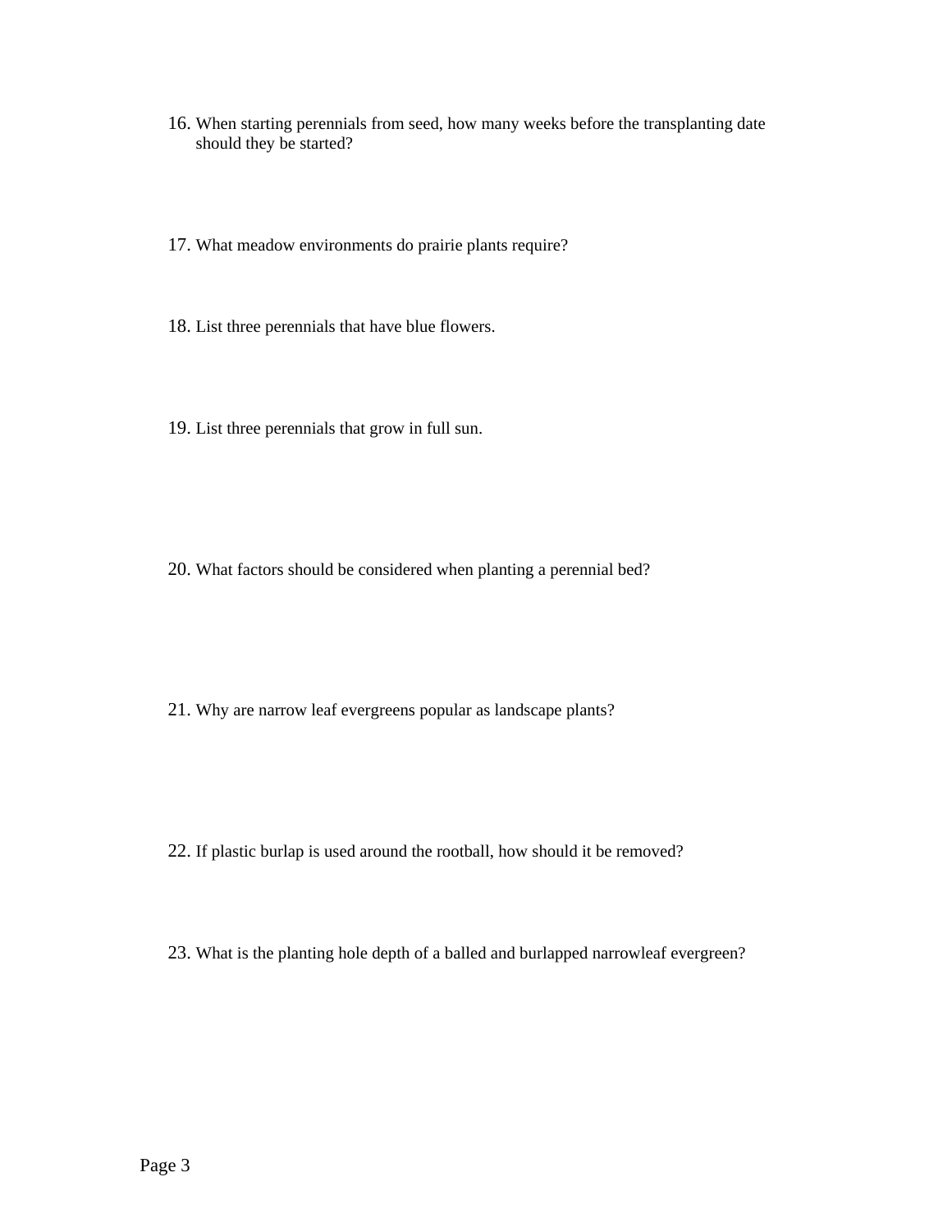16. When starting perennials from seed, how many weeks before the transplanting date should they be started?

17. What meadow environments do prairie plants require?

18. List three perennials that have blue flowers.

19. List three perennials that grow in full sun.

20. What factors should be considered when planting a perennial bed?

21. Why are narrow leaf evergreens popular as landscape plants?

22. If plastic burlap is used around the rootball, how should it be removed?

23. What is the planting hole depth of a balled and burlapped narrowleaf evergreen?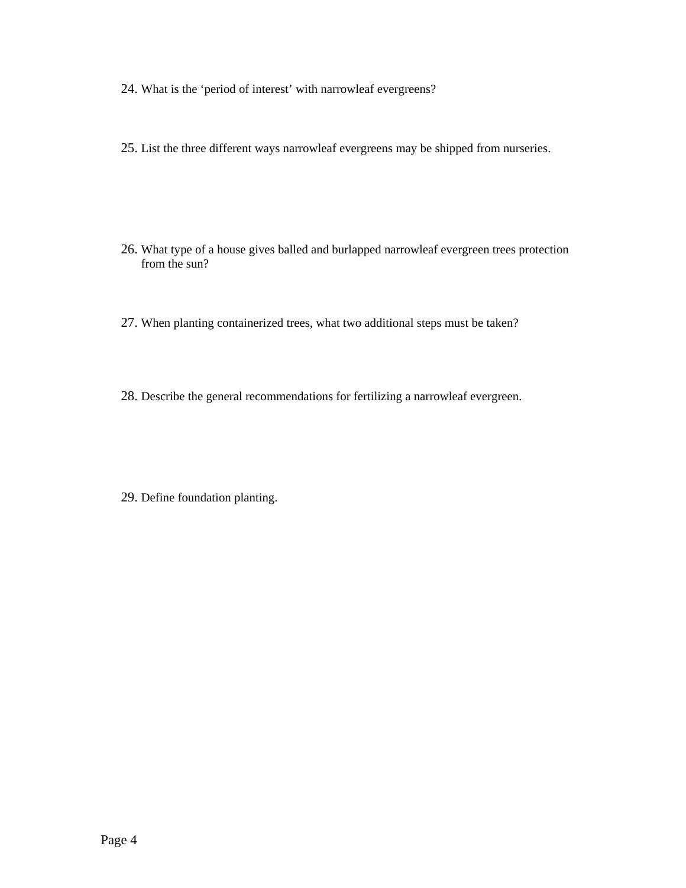24. What is the ‘period of interest’ with narrowleaf evergreens?

25. List the three different ways narrowleaf evergreens may be shipped from nurseries.

26. What type of a house gives balled and burlapped narrowleaf evergreen trees protection from the sun?

27. When planting containerized trees, what two additional steps must be taken?

28. Describe the general recommendations for fertilizing a narrowleaf evergreen.

29. Define foundation planting.